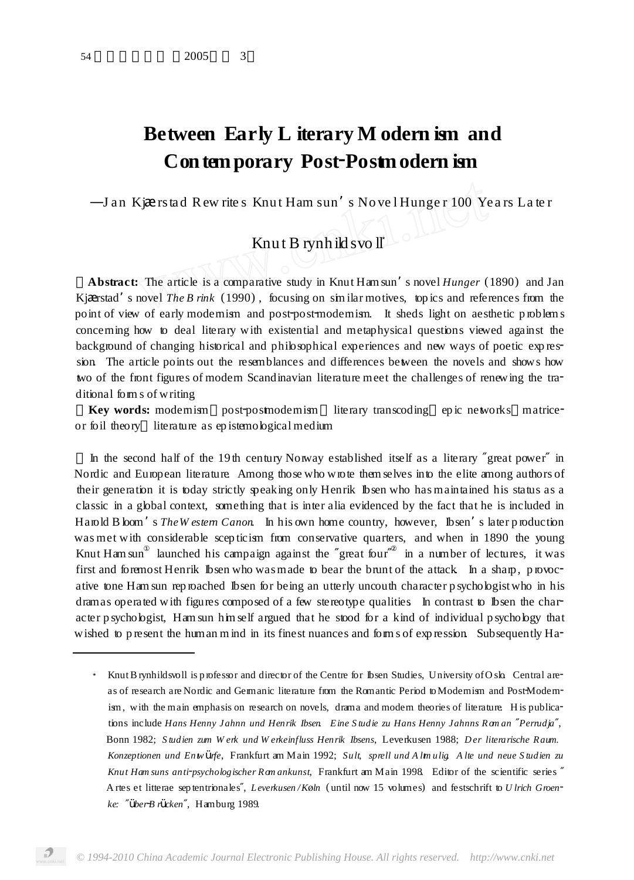# Between Early Literary Modernism and Contemporary Post-Postmodernism

—Jan Kjærstad Rewrites Knut Hamsun's Novel Hunger 100 Years Later

Knut Brynhildsvoll*

**Abstract:** The article is a comparative study in Knut Hamsun's novel *Hunger* (1890) and Jan Kjærstad's novel *The Brink* (1990), focusing on similar motives, topics and references from the point of view of early modernism and post-post-modernism. It sheds light on aesthetic problems concerning how to deal literary with existential and metaphysical questions viewed against the background of changing historical and philosophical experiences and new ways of poetic expression. The article points out the resemblances and differences between the novels and shows how two of the front figures of modern Scandinavian literature meet the challenges of renewing the traditional forms of writing.

**Key words:** modernism; post-postmodernism; literary transcoding; epic networks; matrice-or foil theory; literature as epistemological medium

In the second half of the 19th century Norway established itself as a literary "great power" in Nordic and European literature. Among those who wrote themselves into the elite among authors of their generation it is today strictly speaking only Henrik Ibsen who has maintained his status as a classic in a global context, something that is inter alia evidenced by the fact that he is included in Harold Bloom's *The Western Canon*. In his own home country, however, Ibsen's later production was met with considerable scepticism from conservative quarters, and when in 1890 the young Knut Hamsun[①] launched his campaign against the "great four"[②] in a number of lectures, it was first and foremost Henrik Ibsen who was made to bear the brunt of the attack. In a sharp, provocative tone Hamsun reproached Ibsen for being an utterly uncouth character psychologist who in his dramas operated with figures composed of a few stereotype qualities. In contrast to Ibsen the character psychologist, Hamsun himself argued that he stood for a kind of individual psychology that wished to present the human mind in its finest nuances and forms of expression. Subsequently Ha-

---

\* Knut Brynhildsvoll is professor and director of the Centre for Ibsen Studies, University of Oslo. Central areas of research are Nordic and Germanic literature from the Romantic Period to Modernism and Post-Modernism, with the main emphasis on research on novels, drama and modern theories of literature. His publications include *Hans Henny Jahnn und Henrik Ibsen. Eine Studie zu Hans Henny Jahnns Roman "Perrudja"*, Bonn 1982; *Studien zum Werk und Werkeinfluss Henrik Ibsens*, Leverkusen 1988; *Der literarische Raum. Konzeptionen und Entwürfe*, Frankfurt am Main 1992; *Sult, sprell und Almulig. Alte und neue Studien zu Knut Hamsuns anti-psychologischer Romankunst*, Frankfurt am Main 1998. Editor of the scientific series "Artes et litterae septentrionales", *Leverkusen/Køln* (until now 15 volumes) and festschrift to *Ulrich Groenke: "Über-Brücken"*, Hamburg 1989.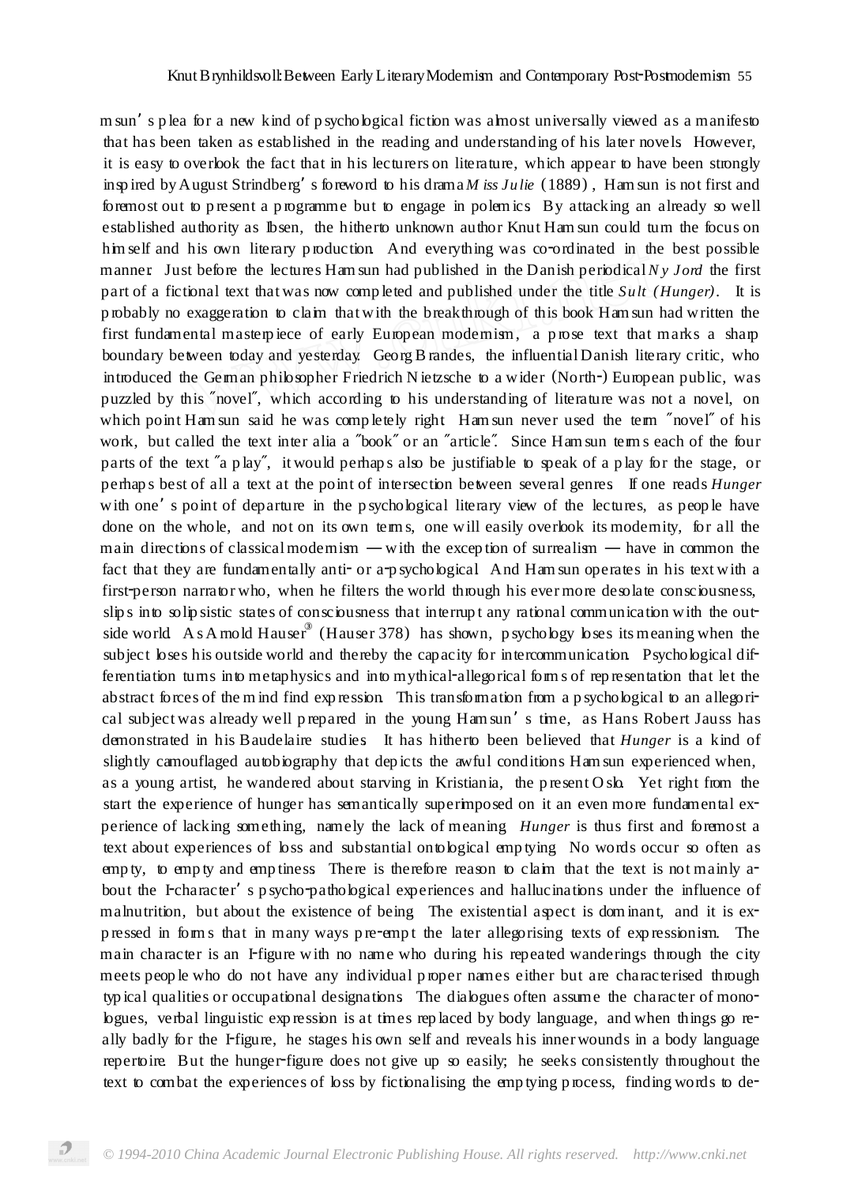msun's plea for a new kind of psychological fiction was almost universally viewed as a manifesto that has been taken as established in the reading and understanding of his later novels. However, it is easy to overlook the fact that in his lecturers on literature, which appear to have been strongly inspired by August Strindberg's foreword to his drama *Miss Julie* (1889), Hamsun is not first and foremost out to present a programme but to engage in polemics. By attacking an already so well established authority as Ibsen, the hitherto unknown author Knut Hamsun could turn the focus on himself and his own literary production. And everything was co-ordinated in the best possible manner. Just before the lectures Hamsun had published in the Danish periodical *Ny Jord* the first part of a fictional text that was now completed and published under the title *Sult (Hunger)*. It is probably no exaggeration to claim that with the breakthrough of this book Hamsun had written the first fundamental masterpiece of early European modernism, a prose text that marks a sharp boundary between today and yesterday. Georg Brandes, the influential Danish literary critic, who introduced the German philosopher Friedrich Nietzsche to a wider (North-) European public, was puzzled by this "novel", which according to his understanding of literature was not a novel, on which point Hamsun said he was completely right. Hamsun never used the term "novel" of his work, but called the text inter alia a "book" or an "article". Since Hamsun terms each of the four parts of the text "a play", it would perhaps also be justifiable to speak of a play for the stage, or perhaps best of all a text at the point of intersection between several genres. If one reads *Hunger* with one's point of departure in the psychological literary view of the lectures, as people have done on the whole, and not on its own terms, one will easily overlook its modernity, for all the main directions of classical modernism — with the exception of surrealism — have in common the fact that they are fundamentally anti- or a-psychological. And Hamsun operates in his text with a first-person narrator who, when he filters the world through his ever more desolate consciousness, slips into solipsistic states of consciousness that interrupt any rational communication with the outside world. As Arnold Hauser[③] (Hauser 378) has shown, psychology loses its meaning when the subject loses his outside world and thereby the capacity for intercommunication. Psychological differentiation turns into metaphysics and into mythical-allegorical forms of representation that let the abstract forces of the mind find expression. This transformation from a psychological to an allegorical subject was already well prepared in the young Hamsun's time, as Hans Robert Jauss has demonstrated in his Baudelaire studies. It has hitherto been believed that *Hunger* is a kind of slightly camouflaged autobiography that depicts the awful conditions Hamsun experienced when, as a young artist, he wandered about starving in Kristiania, the present Oslo. Yet right from the start the experience of hunger has semantically superimposed on it an even more fundamental experience of lacking something, namely the lack of meaning. *Hunger* is thus first and foremost a text about experiences of loss and substantial ontological emptying. No words occur so often as empty, to empty and emptiness. There is therefore reason to claim that the text is not mainly about the I-character's psycho-pathological experiences and hallucinations under the influence of malnutrition, but about the existence of being. The existential aspect is dominant, and it is expressed in forms that in many ways pre-empt the later allegorising texts of expressionism. The main character is an I-figure with no name who during his repeated wanderings through the city meets people who do not have any individual proper names either but are characterised through typical qualities or occupational designations. The dialogues often assume the character of monologues, verbal linguistic expression is at times replaced by body language, and when things go really badly for the I-figure, he stages his own self and reveals his inner wounds in a body language repertoire. But the hunger-figure does not give up so easily; he seeks consistently throughout the text to combat the experiences of loss by fictionalising the emptying process, finding words to de-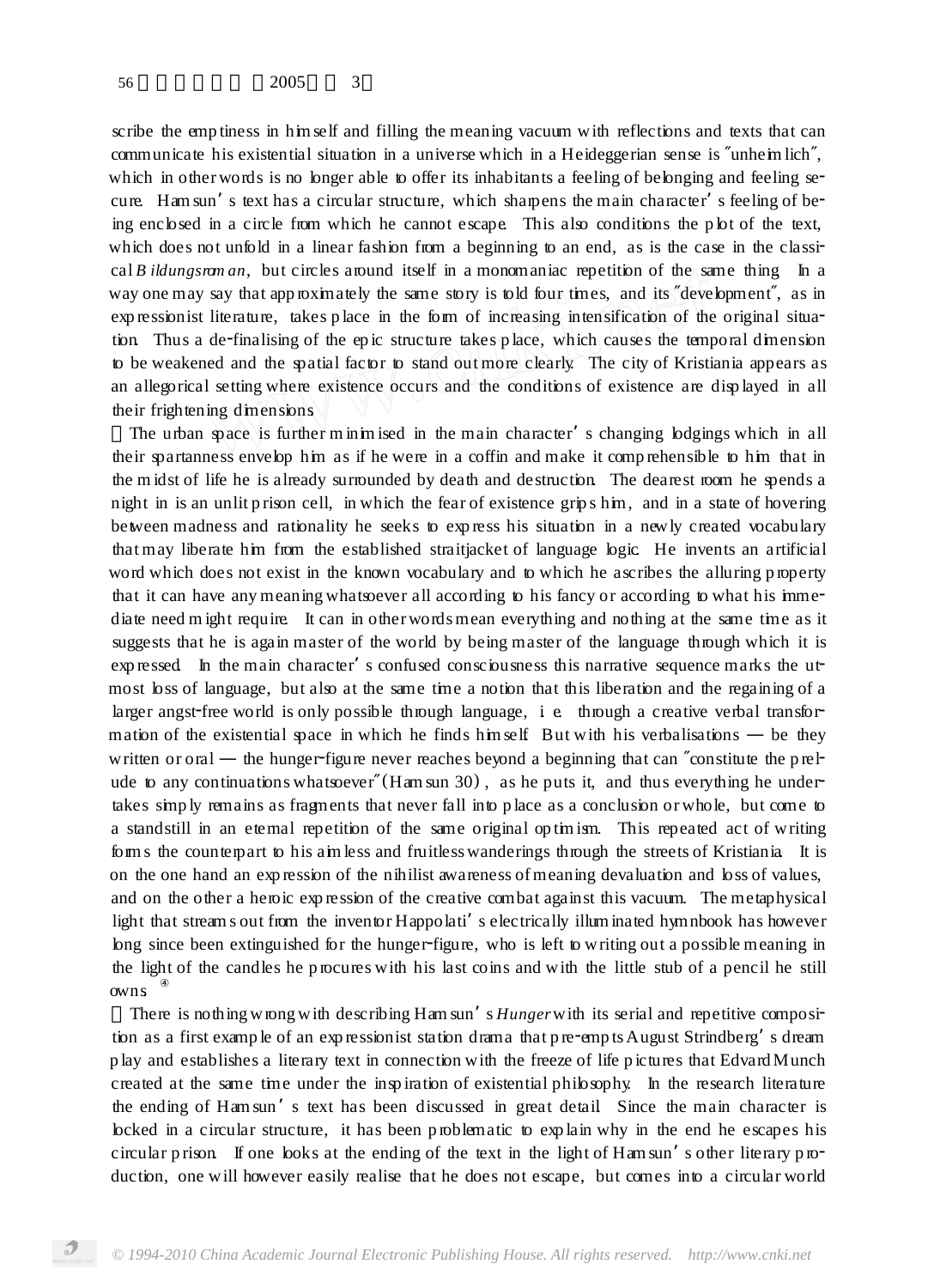scribe the emptiness in himself and filling the meaning vacuum with reflections and texts that can communicate his existential situation in a universe which in a Heideggerian sense is "unheimlich", which in other words is no longer able to offer its inhabitants a feeling of belonging and feeling secure. Hamsun's text has a circular structure, which sharpens the main character's feeling of being enclosed in a circle from which he cannot escape. This also conditions the plot of the text, which does not unfold in a linear fashion from a beginning to an end, as is the case in the classical *Bildungsroman*, but circles around itself in a monomaniac repetition of the same thing. In a way one may say that approximately the same story is told four times, and its "development", as in expressionist literature, takes place in the form of increasing intensification of the original situation. Thus a de-finalising of the epic structure takes place, which causes the temporal dimension to be weakened and the spatial factor to stand out more clearly. The city of Kristiania appears as an allegorical setting where existence occurs and the conditions of existence are displayed in all their frightening dimensions.

The urban space is further minimised in the main character's changing lodgings which in all their spartanness envelop him as if he were in a coffin and make it comprehensible to him that in the midst of life he is already surrounded by death and destruction. The dearest room he spends a night in is an unlit prison cell, in which the fear of existence grips him, and in a state of hovering between madness and rationality he seeks to express his situation in a newly created vocabulary that may liberate him from the established straitjacket of language logic. He invents an artificial word which does not exist in the known vocabulary and to which he ascribes the alluring property that it can have any meaning whatsoever all according to his fancy or according to what his immediate need might require. It can in other words mean everything and nothing at the same time as it suggests that he is again master of the world by being master of the language through which it is expressed. In the main character's confused consciousness this narrative sequence marks the utmost loss of language, but also at the same time a notion that this liberation and the regaining of a larger angst-free world is only possible through language, i.e. through a creative verbal transformation of the existential space in which he finds himself. But with his verbalisations — be they written or oral — the hunger-figure never reaches beyond a beginning that can "constitute the prelude to any continuations whatsoever" (Hamsun 30), as he puts it, and thus everything he undertakes simply remains as fragments that never fall into place as a conclusion or whole, but come to a standstill in an eternal repetition of the same original optimism. This repeated act of writing forms the counterpart to his aimless and fruitless wanderings through the streets of Kristiania. It is on the one hand an expression of the nihilist awareness of meaning devaluation and loss of values, and on the other a heroic expression of the creative combat against this vacuum. The metaphysical light that streams out from the inventor Happolati's electrically illuminated hymnbook has however long since been extinguished for the hunger-figure, who is left to writing out a possible meaning in the light of the candles he procures with his last coins and with the little stub of a pencil he still owns.[4]

There is nothing wrong with describing Hamsun's *Hunger* with its serial and repetitive composition as a first example of an expressionist station drama that pre-empts August Strindberg's dream play and establishes a literary text in connection with the freeze of life pictures that Edvard Munch created at the same time under the inspiration of existential philosophy. In the research literature the ending of Hamsun's text has been discussed in great detail. Since the main character is locked in a circular structure, it has been problematic to explain why in the end he escapes his circular prison. If one looks at the ending of the text in the light of Hamsun's other literary production, one will however easily realise that he does not escape, but comes into a circular world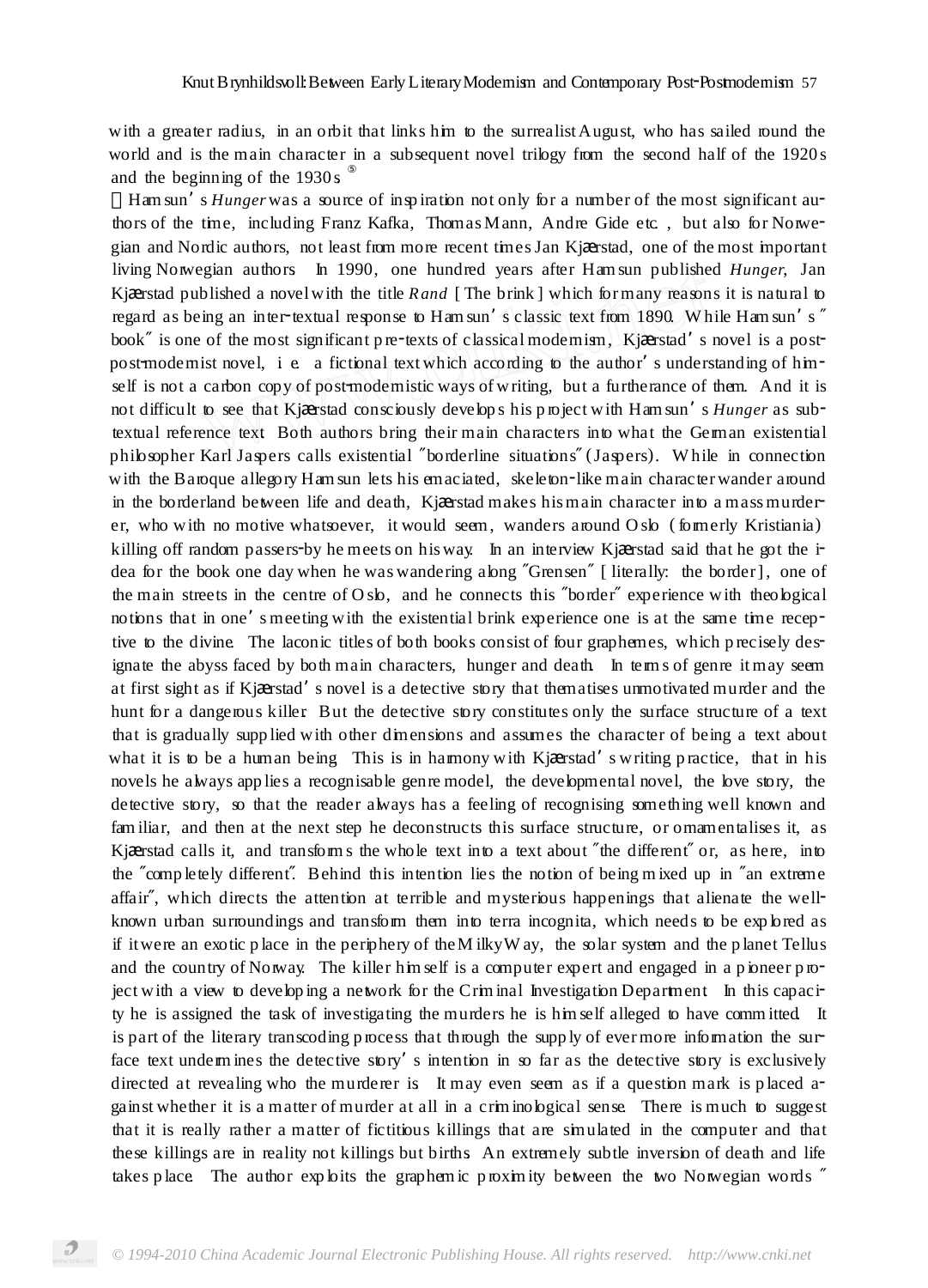with a greater radius, in an orbit that links him to the surrealist August, who has sailed round the world and is the main character in a subsequent novel trilogy from the second half of the 1920s and the beginning of the 1930s[5]

Hamsun's *Hunger* was a source of inspiration not only for a number of the most significant authors of the time, including Franz Kafka, Thomas Mann, Andre Gide etc., but also for Norwegian and Nordic authors, not least from more recent times Jan Kjærstad, one of the most important living Norwegian authors. In 1990, one hundred years after Hamsun published *Hunger*, Jan Kjærstad published a novel with the title *Rand* [The brink] which for many reasons it is natural to regard as being an inter-textual response to Hamsun's classic text from 1890. While Hamsun's "book" is one of the most significant pre-texts of classical modernism, Kjærstad's novel is a post-post-modernist novel, i.e. a fictional text which according to the author's understanding of himself is not a carbon copy of post-modernistic ways of writing, but a furtherance of them. And it is not difficult to see that Kjærstad consciously develops his project with Hamsun's *Hunger* as subtextual reference text. Both authors bring their main characters into what the German existential philosopher Karl Jaspers calls existential "borderline situations" (Jaspers). While in connection with the Baroque allegory Hamsun lets his emaciated, skeleton-like main character wander around in the borderland between life and death, Kjærstad makes his main character into a mass murderer, who with no motive whatsoever, it would seem, wanders around Oslo (formerly Kristiania) killing off random passers-by he meets on his way. In an interview Kjærstad said that he got the idea for the book one day when he was wandering along "Grensen" [literally: the border], one of the main streets in the centre of Oslo, and he connects this "border" experience with theological notions that in one's meeting with the existential brink experience one is at the same time receptive to the divine. The laconic titles of both books consist of four graphemes, which precisely designate the abyss faced by both main characters, hunger and death. In terms of genre it may seem at first sight as if Kjærstad's novel is a detective story that thematises unmotivated murder and the hunt for a dangerous killer. But the detective story constitutes only the surface structure of a text that is gradually supplied with other dimensions and assumes the character of being a text about what it is to be a human being. This is in harmony with Kjærstad's writing practice, that in his novels he always applies a recognisable genre model, the developmental novel, the love story, the detective story, so that the reader always has a feeling of recognising something well known and familiar, and then at the next step he deconstructs this surface structure, or ornamentalises it, as Kjærstad calls it, and transforms the whole text into a text about "the different" or, as here, into the "completely different". Behind this intention lies the notion of being mixed up in "an extreme affair", which directs the attention at terrible and mysterious happenings that alienate the well-known urban surroundings and transform them into terra incognita, which needs to be explored as if it were an exotic place in the periphery of the Milky Way, the solar system and the planet Tellus and the country of Norway. The killer himself is a computer expert and engaged in a pioneer project with a view to developing a network for the Criminal Investigation Department. In this capacity he is assigned the task of investigating the murders he is himself alleged to have committed. It is part of the literary transcoding process that through the supply of ever more information the surface text undermines the detective story's intention in so far as the detective story is exclusively directed at revealing who the murderer is. It may even seem as if a question mark is placed against whether it is a matter of murder at all in a criminological sense. There is much to suggest that it is really rather a matter of fictitious killings that are simulated in the computer and that these killings are in reality not killings but births. An extremely subtle inversion of death and life takes place. The author exploits the graphemic proximity between the two Norwegian words "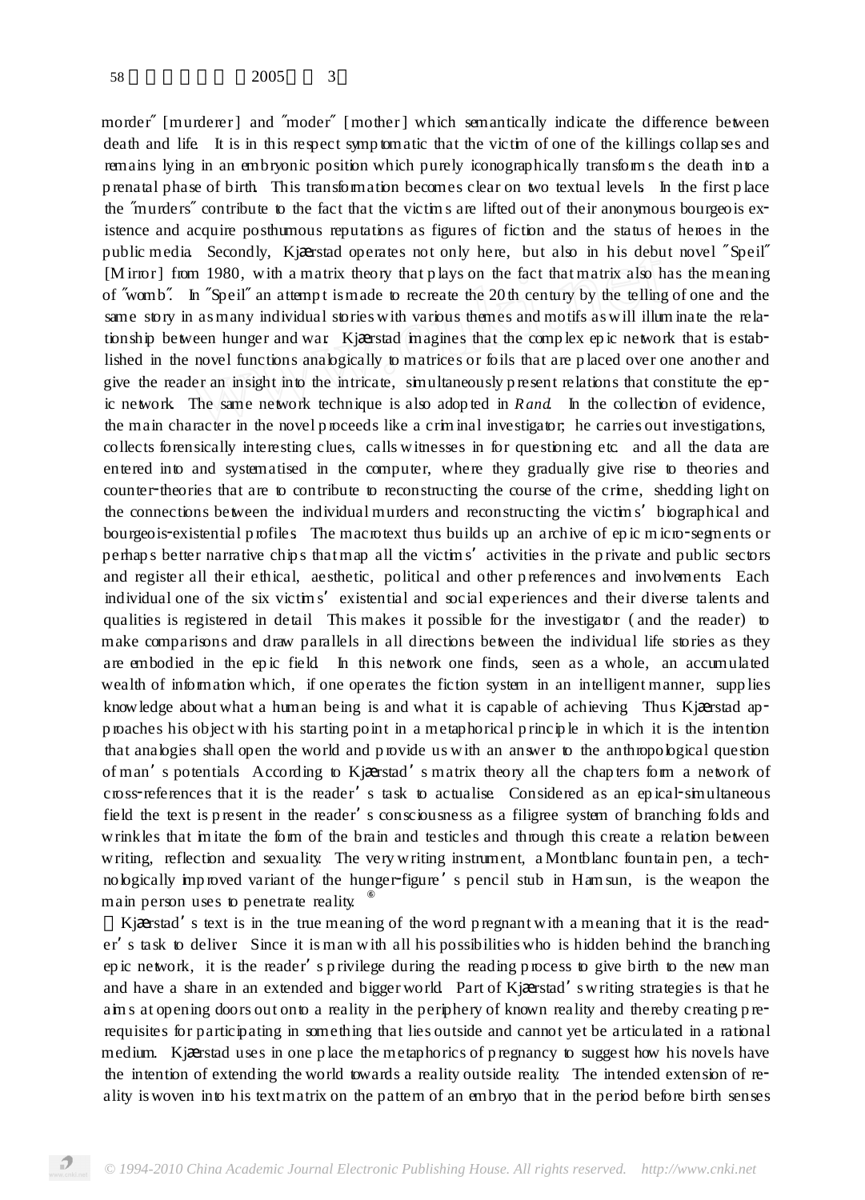morder" [murderer] and "moder" [mother] which semantically indicate the difference between death and life. It is in this respect symptomatic that the victim of one of the killings collapses and remains lying in an embryonic position which purely iconographically transforms the death into a prenatal phase of birth. This transformation becomes clear on two textual levels. In the first place the "murders" contribute to the fact that the victims are lifted out of their anonymous bourgeois existence and acquire posthumous reputations as figures of fiction and the status of heroes in the public media. Secondly, Kjærstad operates not only here, but also in his debut novel "Speil" [Mirror] from 1980, with a matrix theory that plays on the fact that matrix also has the meaning of "womb". In "Speil" an attempt is made to recreate the 20th century by the telling of one and the same story in as many individual stories with various themes and motifs as will illuminate the relationship between hunger and war. Kjærstad imagines that the complex epic network that is established in the novel functions analogically to matrices or foils that are placed over one another and give the reader an insight into the intricate, simultaneously present relations that constitute the epic network. The same network technique is also adopted in *Rand*. In the collection of evidence, the main character in the novel proceeds like a criminal investigator; he carries out investigations, collects forensically interesting clues, calls witnesses in for questioning etc. and all the data are entered into and systematised in the computer, where they gradually give rise to theories and counter-theories that are to contribute to reconstructing the course of the crime, shedding light on the connections between the individual murders and reconstructing the victims' biographical and bourgeois-existential profiles. The macrotext thus builds up an archive of epic micro-segments or perhaps better narrative chips that map all the victims' activities in the private and public sectors and register all their ethical, aesthetic, political and other preferences and involvements. Each individual one of the six victims' existential and social experiences and their diverse talents and qualities is registered in detail. This makes it possible for the investigator (and the reader) to make comparisons and draw parallels in all directions between the individual life stories as they are embodied in the epic field. In this network one finds, seen as a whole, an accumulated wealth of information which, if one operates the fiction system in an intelligent manner, supplies knowledge about what a human being is and what it is capable of achieving. Thus Kjærstad approaches his object with his starting point in a metaphorical principle in which it is the intention that analogies shall open the world and provide us with an answer to the anthropological question of man's potentials. According to Kjærstad's matrix theory all the chapters form a network of cross-references that it is the reader's task to actualise. Considered as an epical-simultaneous field the text is present in the reader's consciousness as a filigree system of branching folds and wrinkles that imitate the form of the brain and testicles and through this create a relation between writing, reflection and sexuality. The very writing instrument, a Montblanc fountain pen, a technologically improved variant of the hunger-figure's pencil stub in Hamsun, is the weapon the main person uses to penetrate reality. [6]

Kjærstad's text is in the true meaning of the word pregnant with a meaning that it is the reader's task to deliver. Since it is man with all his possibilities who is hidden behind the branching epic network, it is the reader's privilege during the reading process to give birth to the new man and have a share in an extended and bigger world. Part of Kjærstad's writing strategies is that he aims at opening doors out onto a reality in the periphery of known reality and thereby creating prerequisites for participating in something that lies outside and cannot yet be articulated in a rational medium. Kjærstad uses in one place the metaphorics of pregnancy to suggest how his novels have the intention of extending the world towards a reality outside reality. The intended extension of reality is woven into his text matrix on the pattern of an embryo that in the period before birth senses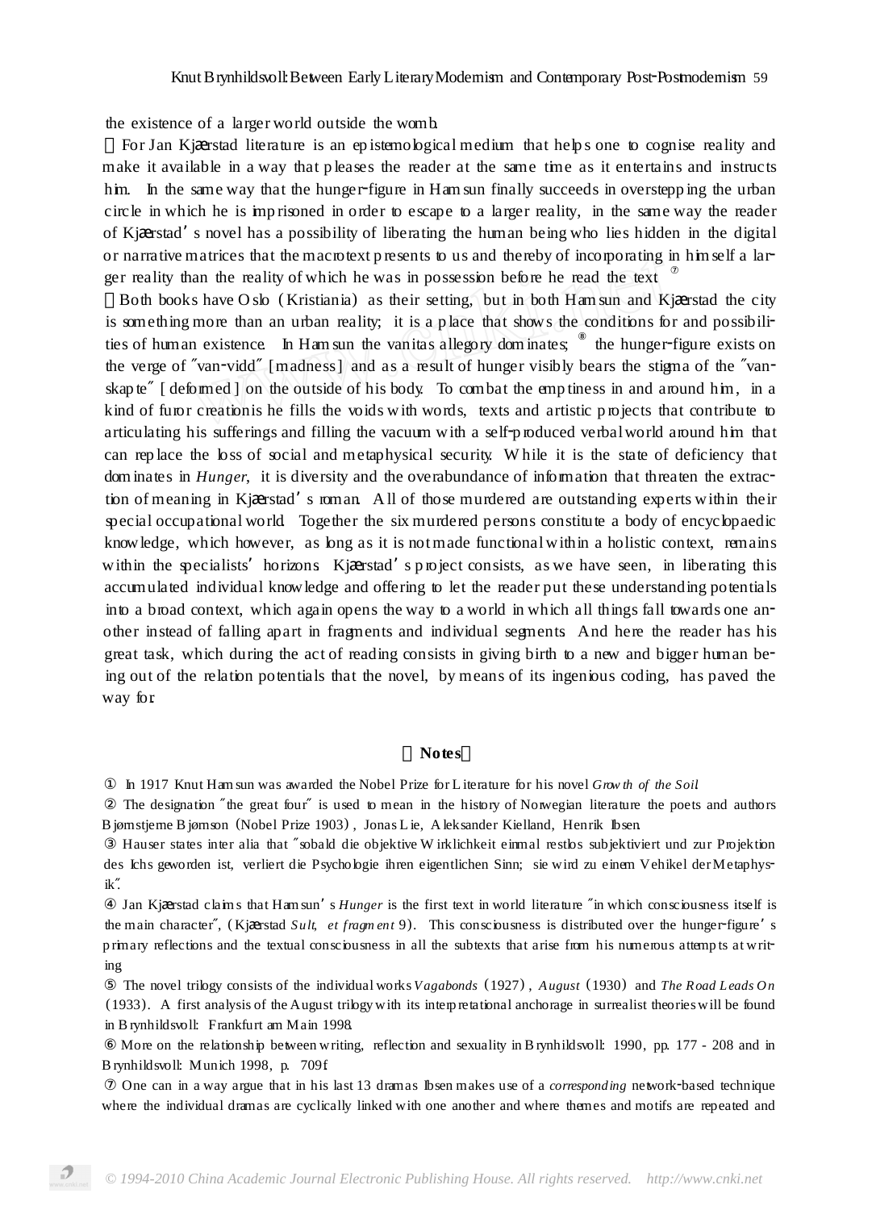the existence of a larger world outside the womb.

For Jan Kjærstad literature is an epistemological medium that helps one to cognise reality and make it available in a way that pleases the reader at the same time as it entertains and instructs him. In the same way that the hunger-figure in Hamsun finally succeeds in overstepping the urban circle in which he is imprisoned in order to escape to a larger reality, in the same way the reader of Kjærstad's novel has a possibility of liberating the human being who lies hidden in the digital or narrative matrices that the macrotext presents to us and thereby of incorporating in himself a larger reality than the reality of which he was in possession before he read the text.[⑦]

Both books have Oslo (Kristiania) as their setting, but in both Hamsun and Kjærstad the city is something more than an urban reality; it is a place that shows the conditions for and possibilities of human existence. In Hamsun the vanitas allegory dominates;[⑧] the hunger-figure exists on the verge of "van-vidd" [madness] and as a result of hunger visibly bears the stigma of the "van-skapte" [deformed] on the outside of his body. To combat the emptiness in and around him, in a kind of furor creationis he fills the voids with words, texts and artistic projects that contribute to articulating his sufferings and filling the vacuum with a self-produced verbal world around him that can replace the loss of social and metaphysical security. While it is the state of deficiency that dominates in *Hunger*, it is diversity and the overabundance of information that threaten the extraction of meaning in Kjærstad's roman. All of those murdered are outstanding experts within their special occupational world. Together the six murdered persons constitute a body of encyclopaedic knowledge, which however, as long as it is not made functional within a holistic context, remains within the specialists' horizons. Kjærstad's project consists, as we have seen, in liberating this accumulated individual knowledge and offering to let the reader put these understanding potentials into a broad context, which again opens the way to a world in which all things fall towards one another instead of falling apart in fragments and individual segments. And here the reader has his great task, which during the act of reading consists in giving birth to a new and bigger human being out of the relation potentials that the novel, by means of its ingenious coding, has paved the way for.

## Notes

① In 1917 Knut Hamsun was awarded the Nobel Prize for Literature for his novel *Growth of the Soil*.

② The designation "the great four" is used to mean in the history of Norwegian literature the poets and authors Bjørnstjerne Bjørnson (Nobel Prize 1903), Jonas Lie, Aleksander Kielland, Henrik Ibsen.

③ Hauser states inter alia that "sobald die objektive Wirklichkeit einmal restlos subjektiviert und zur Projektion des Ichs geworden ist, verliert die Psychologie ihren eigentlichen Sinn; sie wird zu einem Vehikel der Metaphysik".

④ Jan Kjærstad claims that Hamsun's *Hunger* is the first text in world literature "in which consciousness itself is the main character", (Kjærstad *Sult, et fragment* 9). This consciousness is distributed over the hunger-figure's primary reflections and the textual consciousness in all the subtexts that arise from his numerous attempts at writing.

⑤ The novel trilogy consists of the individual works *Vagabonds* (1927), *August* (1930) and *The Road Leads On* (1933). A first analysis of the August trilogy with its interpretational anchorage in surrealist theories will be found in Brynhildsvoll: Frankfurt am Main 1998.

⑥ More on the relationship between writing, reflection and sexuality in Brynhildsvoll: 1990, pp. 177 - 208 and in Brynhildsvoll: Munich 1998, p. 709f.

⑦ One can in a way argue that in his last 13 dramas Ibsen makes use of a *corresponding* network-based technique where the individual dramas are cyclically linked with one another and where themes and motifs are repeated and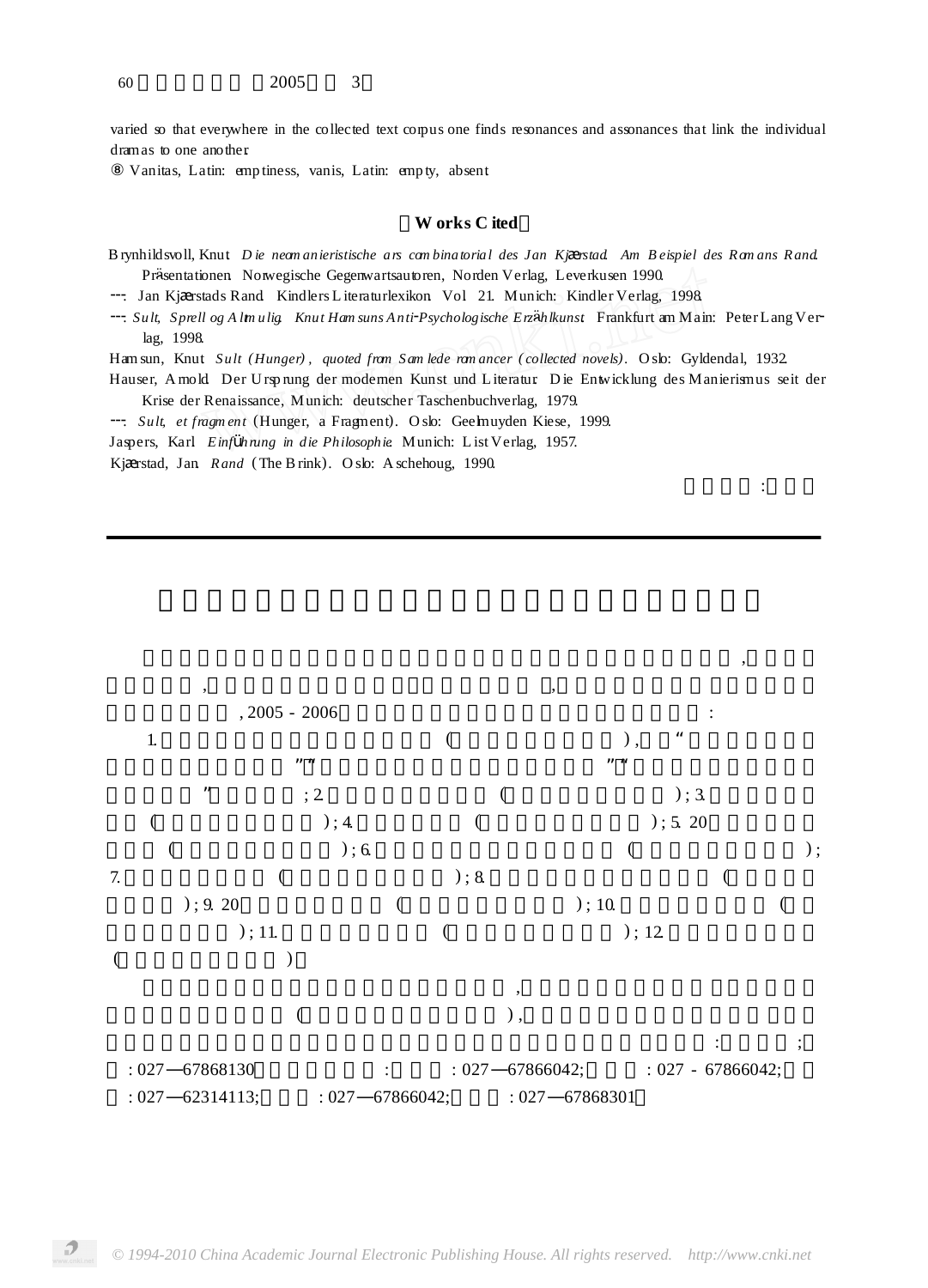varied so that everywhere in the collected text corpus one finds resonances and assonances that link the individual dramas to one another.

⑧ Vanitas, Latin: emptiness, vanis, Latin: empty, absent

## Works Cited

Brynhildsvoll, Knut. *Die neomanieristische ars combinatorial des Jan Kjærstad. Am Beispiel des Romans Rand.* Präsentationen. Norwegische Gegenwartsautoren, Norden Verlag, Leverkusen 1990.

---. Jan Kjærstads Rand. Kindlers Literaturlexikon. Vol. 21. Munich: Kindler Verlag, 1998.

---. *Sult, Sprell og Altmulig. Knut Hamsuns Anti-Psychologische Erzählkunst.* Frankfurt am Main: Peter Lang Verlag, 1998.

Hamsun, Knut. *Sult (Hunger), quoted from Samlede romancer (collected novels).* Oslo: Gyldendal, 1932.

Hauser, Arnold. Der Ursprung der modernen Kunst und Literatur. Die Entwicklung des Manierismus seit der Krise der Renaissance, Munich: deutscher Taschenbuchverlag, 1979.

---. *Sult, et fragment* (Hunger, a Fragment). Oslo: Geelmuyden Kiese, 1999.

Jaspers, Karl. *Einführung in die Philosophie.* Munich: List Verlag, 1957.

Kjærstad, Jan. *Rand* (The Brink). Oslo: Aschehoug, 1990.

:

, 2005 - 2006 :

1. ( ), " " " " " ; 2. ( ); 3. ( ); 4. ( ); 5. 20 ( ); 6. ( ); 7. ( ); 8. ( ); 9. 20 ( ); 10. ( ); 11. ( ); 12. ( )

, ( ), : ; : 027—67868130 : : 027—67866042; : 027 - 67866042; : 027—62314113; : 027—67866042; : 027—67868301